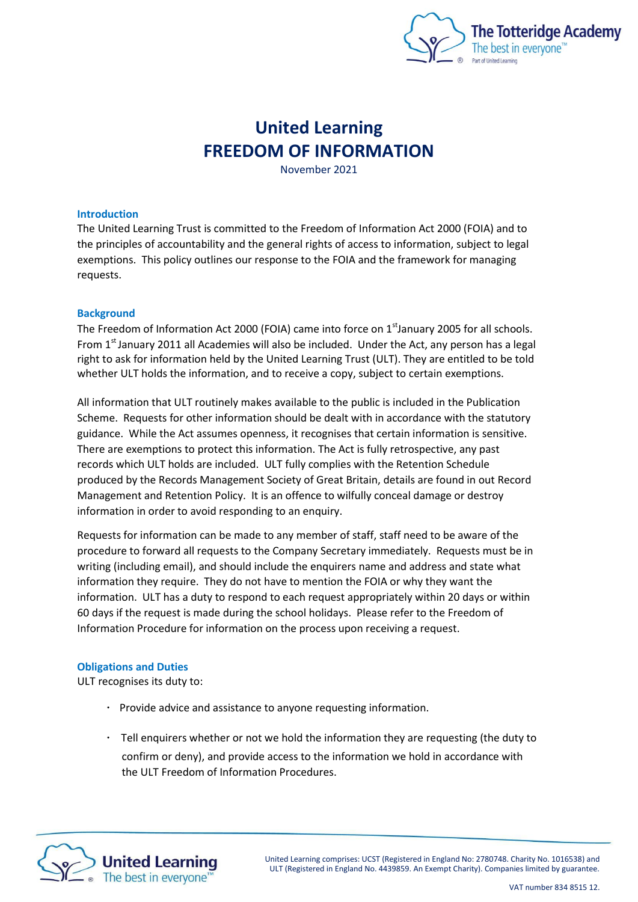# United Learning
# FREEDOM OF INFORMATION

November 2021

## Introduction

The United Learning Trust is committed to the Freedom of Information Act 2000 (FOIA) and to the principles of accountability and the general rights of access to information, subject to legal exemptions. This policy outlines our response to the FOIA and the framework for managing requests.

## Background

The Freedom of Information Act 2000 (FOIA) came into force on 1st January 2005 for all schools. From 1st January 2011 all Academies will also be included. Under the Act, any person has a legal right to ask for information held by the United Learning Trust (ULT). They are entitled to be told whether ULT holds the information, and to receive a copy, subject to certain exemptions.

All information that ULT routinely makes available to the public is included in the Publication Scheme. Requests for other information should be dealt with in accordance with the statutory guidance. While the Act assumes openness, it recognises that certain information is sensitive. There are exemptions to protect this information. The Act is fully retrospective, any past records which ULT holds are included. ULT fully complies with the Retention Schedule produced by the Records Management Society of Great Britain, details are found in out Record Management and Retention Policy. It is an offence to wilfully conceal damage or destroy information in order to avoid responding to an enquiry.

Requests for information can be made to any member of staff, staff need to be aware of the procedure to forward all requests to the Company Secretary immediately. Requests must be in writing (including email), and should include the enquirers name and address and state what information they require. They do not have to mention the FOIA or why they want the information. ULT has a duty to respond to each request appropriately within 20 days or within 60 days if the request is made during the school holidays. Please refer to the Freedom of Information Procedure for information on the process upon receiving a request.

## Obligations and Duties

ULT recognises its duty to:

- Provide advice and assistance to anyone requesting information.
- Tell enquirers whether or not we hold the information they are requesting (the duty to confirm or deny), and provide access to the information we hold in accordance with the ULT Freedom of Information Procedures.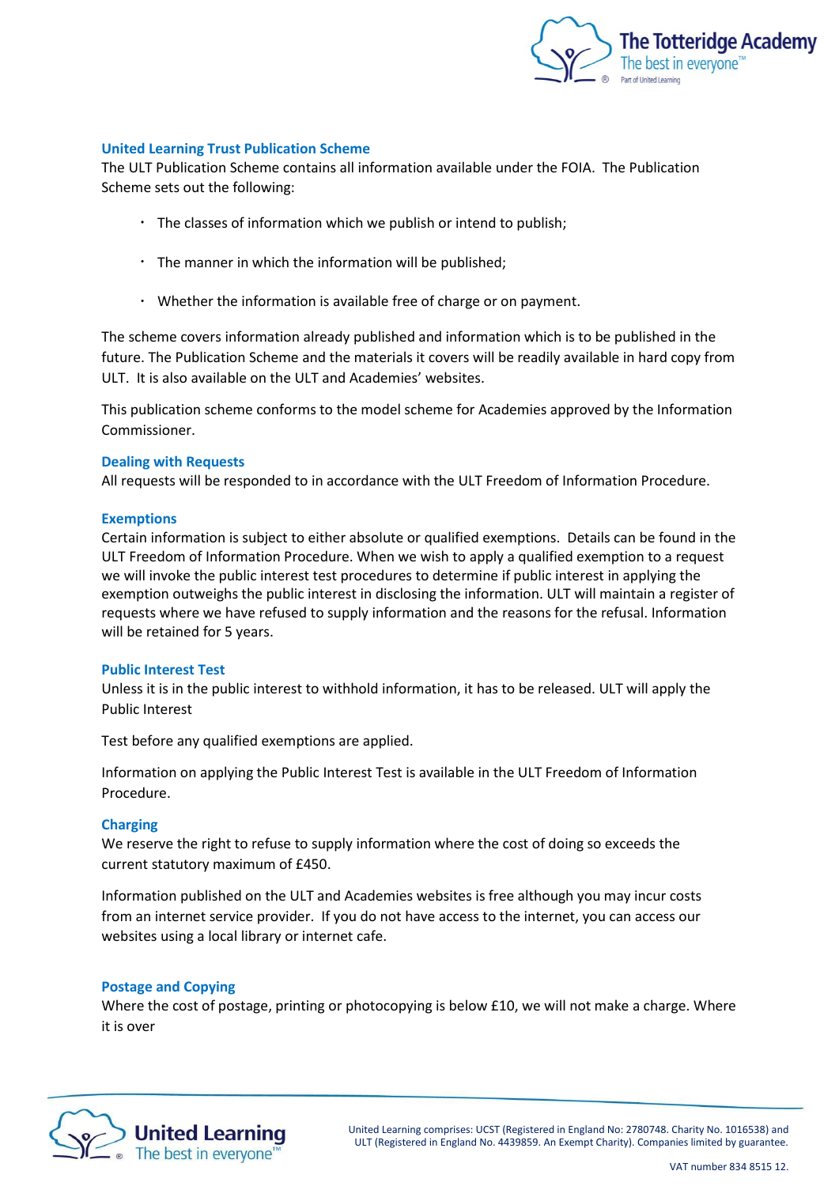### United Learning Trust Publication Scheme

The ULT Publication Scheme contains all information available under the FOIA. The Publication Scheme sets out the following:

- The classes of information which we publish or intend to publish;
- The manner in which the information will be published;
- Whether the information is available free of charge or on payment.

The scheme covers information already published and information which is to be published in the future. The Publication Scheme and the materials it covers will be readily available in hard copy from ULT. It is also available on the ULT and Academies' websites.

This publication scheme conforms to the model scheme for Academies approved by the Information Commissioner.

### Dealing with Requests

All requests will be responded to in accordance with the ULT Freedom of Information Procedure.

### Exemptions

Certain information is subject to either absolute or qualified exemptions. Details can be found in the ULT Freedom of Information Procedure. When we wish to apply a qualified exemption to a request we will invoke the public interest test procedures to determine if public interest in applying the exemption outweighs the public interest in disclosing the information. ULT will maintain a register of requests where we have refused to supply information and the reasons for the refusal. Information will be retained for 5 years.

### Public Interest Test

Unless it is in the public interest to withhold information, it has to be released. ULT will apply the Public Interest

Test before any qualified exemptions are applied.

Information on applying the Public Interest Test is available in the ULT Freedom of Information Procedure.

### Charging

We reserve the right to refuse to supply information where the cost of doing so exceeds the current statutory maximum of £450.

Information published on the ULT and Academies websites is free although you may incur costs from an internet service provider. If you do not have access to the internet, you can access our websites using a local library or internet cafe.

### Postage and Copying

Where the cost of postage, printing or photocopying is below £10, we will not make a charge. Where it is over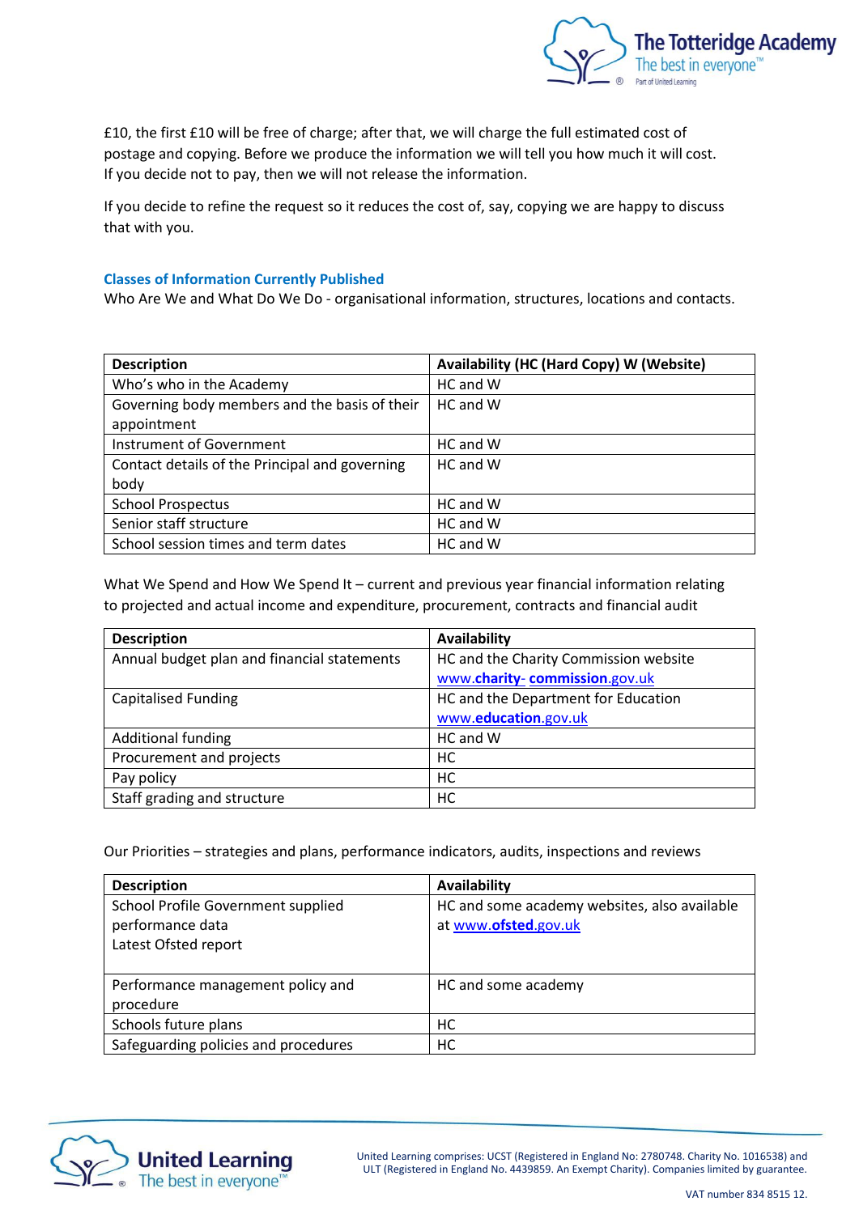£10, the first £10 will be free of charge; after that, we will charge the full estimated cost of postage and copying. Before we produce the information we will tell you how much it will cost. If you decide not to pay, then we will not release the information.

If you decide to refine the request so it reduces the cost of, say, copying we are happy to discuss that with you.

### Classes of Information Currently Published

Who Are We and What Do We Do - organisational information, structures, locations and contacts.

| Description | Availability (HC (Hard Copy) W (Website) |
|---|---|
| Who's who in the Academy | HC and W |
| Governing body members and the basis of their appointment | HC and W |
| Instrument of Government | HC and W |
| Contact details of the Principal and governing body | HC and W |
| School Prospectus | HC and W |
| Senior staff structure | HC and W |
| School session times and term dates | HC and W |

What We Spend and How We Spend It – current and previous year financial information relating to projected and actual income and expenditure, procurement, contracts and financial audit

| Description | Availability |
|---|---|
| Annual budget plan and financial statements | HC and the Charity Commission website www.charity- commission.gov.uk |
| Capitalised Funding | HC and the Department for Education www.education.gov.uk |
| Additional funding | HC and W |
| Procurement and projects | HC |
| Pay policy | HC |
| Staff grading and structure | HC |

Our Priorities – strategies and plans, performance indicators, audits, inspections and reviews

| Description | Availability |
|---|---|
| School Profile Government supplied performance data<br>Latest Ofsted report | HC and some academy websites, also available at www.ofsted.gov.uk |
| Performance management policy and procedure | HC and some academy |
| Schools future plans | HC |
| Safeguarding policies and procedures | HC |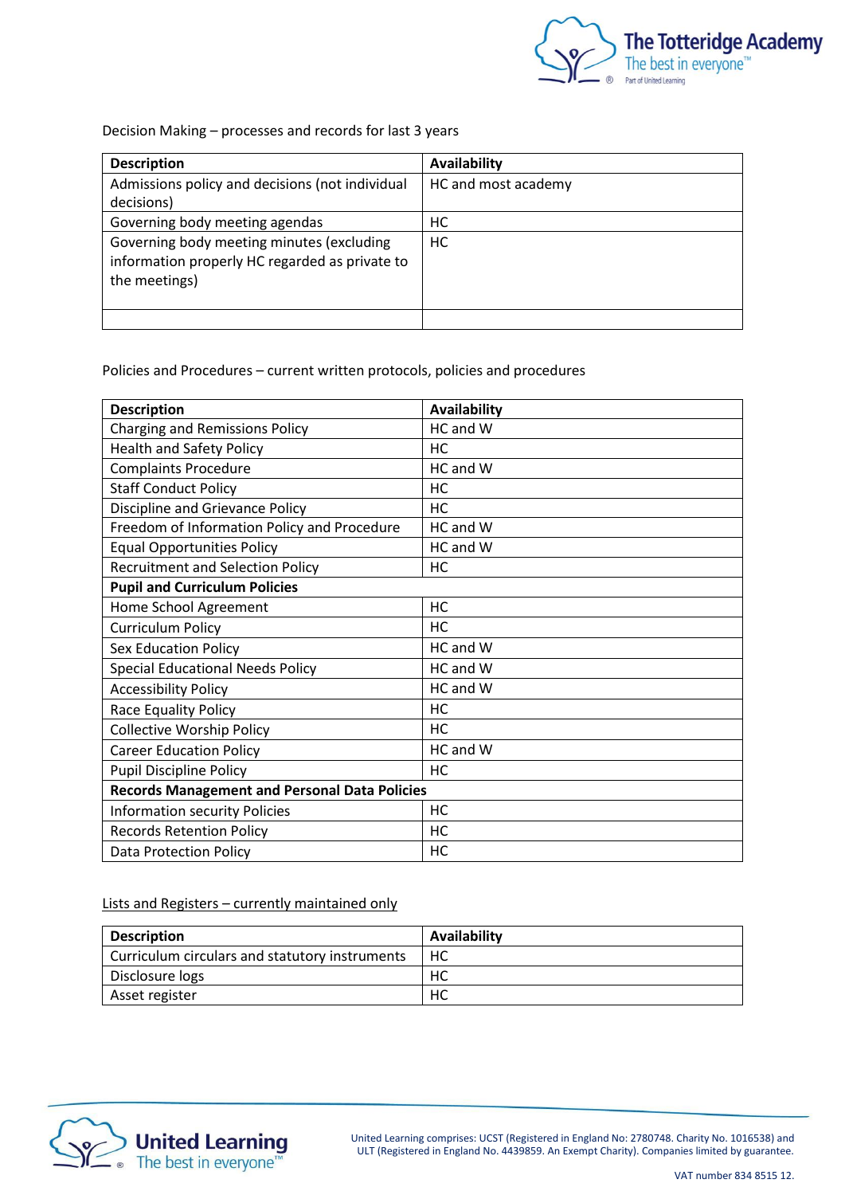Decision Making – processes and records for last 3 years

| Description | Availability |
|---|---|
| Admissions policy and decisions (not individual decisions) | HC and most academy |
| Governing body meeting agendas | HC |
| Governing body meeting minutes (excluding information properly HC regarded as private to the meetings) | HC |
| | |

Policies and Procedures – current written protocols, policies and procedures

| Description | Availability |
|---|---|
| Charging and Remissions Policy | HC and W |
| Health and Safety Policy | HC |
| Complaints Procedure | HC and W |
| Staff Conduct Policy | HC |
| Discipline and Grievance Policy | HC |
| Freedom of Information Policy and Procedure | HC and W |
| Equal Opportunities Policy | HC and W |
| Recruitment and Selection Policy | HC |
| **Pupil and Curriculum Policies** | |
| Home School Agreement | HC |
| Curriculum Policy | HC |
| Sex Education Policy | HC and W |
| Special Educational Needs Policy | HC and W |
| Accessibility Policy | HC and W |
| Race Equality Policy | HC |
| Collective Worship Policy | HC |
| Career Education Policy | HC and W |
| Pupil Discipline Policy | HC |
| **Records Management and Personal Data Policies** | |
| Information security Policies | HC |
| Records Retention Policy | HC |
| Data Protection Policy | HC |

Lists and Registers – currently maintained only

| Description | Availability |
|---|---|
| Curriculum circulars and statutory instruments | HC |
| Disclosure logs | HC |
| Asset register | HC |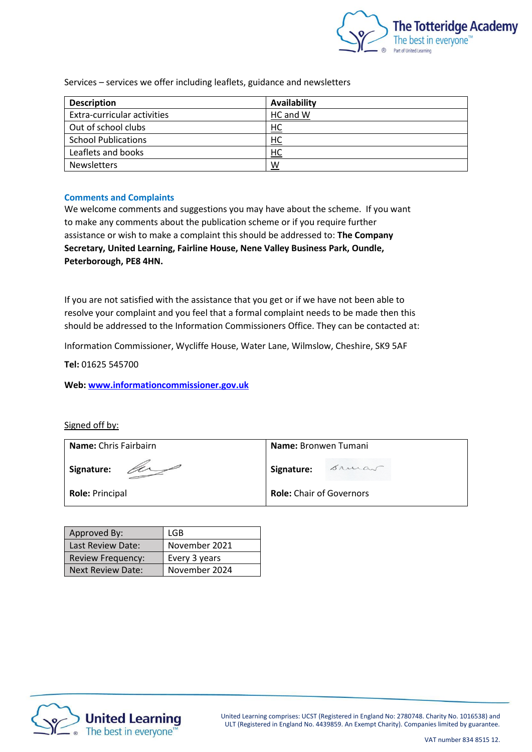Services – services we offer including leaflets, guidance and newsletters

| Description | Availability |
|---|---|
| Extra-curricular activities | HC and W |
| Out of school clubs | HC |
| School Publications | HC |
| Leaflets and books | HC |
| Newsletters | W |

### Comments and Complaints

We welcome comments and suggestions you may have about the scheme. If you want to make any comments about the publication scheme or if you require further assistance or wish to make a complaint this should be addressed to: **The Company Secretary, United Learning, Fairline House, Nene Valley Business Park, Oundle, Peterborough, PE8 4HN.**

If you are not satisfied with the assistance that you get or if we have not been able to resolve your complaint and you feel that a formal complaint needs to be made then this should be addressed to the Information Commissioners Office. They can be contacted at:

Information Commissioner, Wycliffe House, Water Lane, Wilmslow, Cheshire, SK9 5AF

**Tel:** 01625 545700

**Web:** **www.informationcommissioner.gov.uk**

Signed off by:

| | |
|---|---|
| **Name:** Chris Fairbairn | **Name:** Bronwen Tumani |
| **Signature:** | **Signature:** |
| **Role:** Principal | **Role:** Chair of Governors |

| | |
|---|---|
| Approved By: | LGB |
| Last Review Date: | November 2021 |
| Review Frequency: | Every 3 years |
| Next Review Date: | November 2024 |